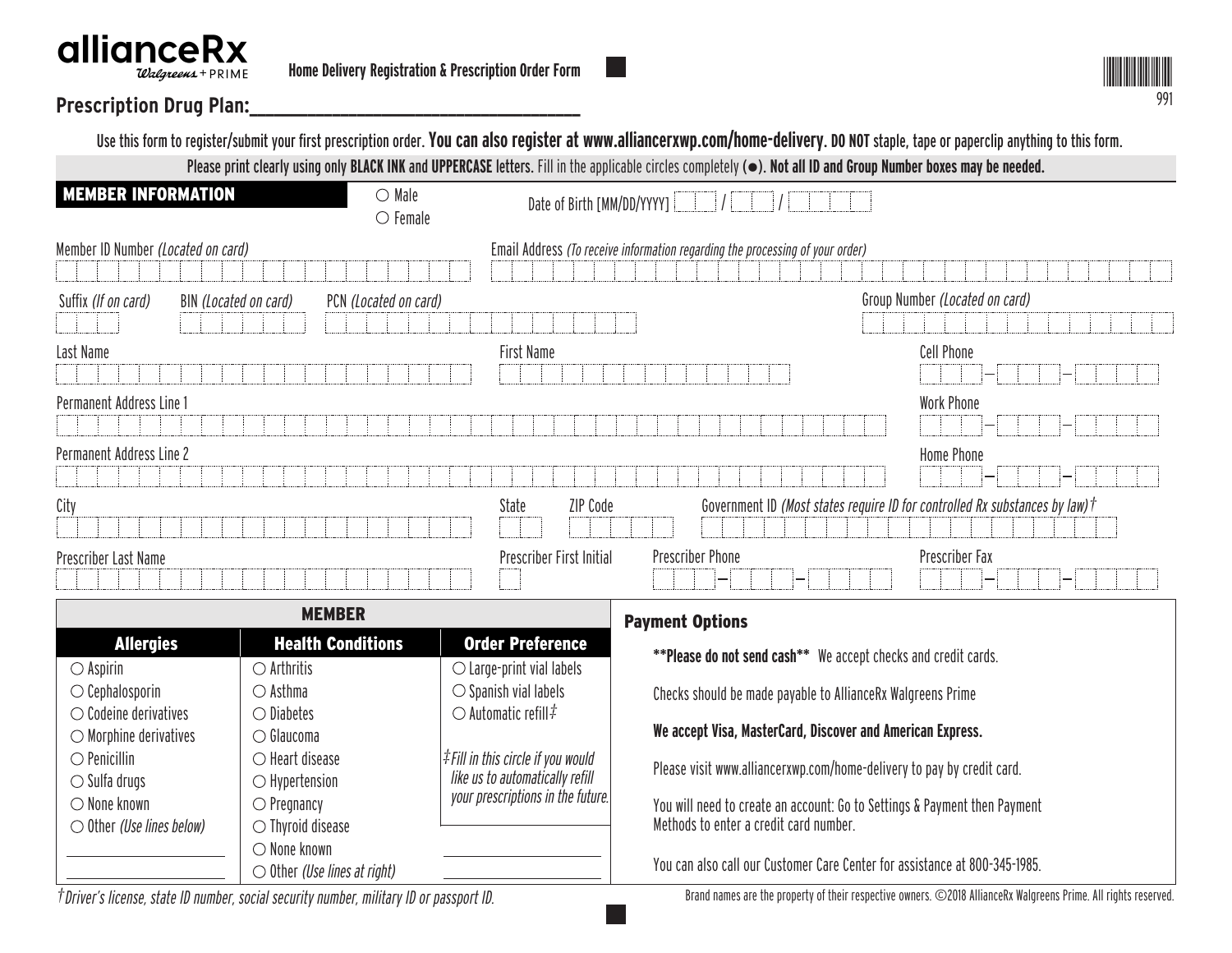**allianceRx** Walgreens + PRIME

**Home Delivery Registration & Prescription Order Form**

991

## Prescription Drug Plan:___________________________

Use this form to register/submit your first prescription order. **You can also register at www.alliancerxwp.com/home-delivery.** **DO NOT** staple, tape or paperclip anything to this form.

Please print clearly using only **BLACK INK** and **UPPERCASE** letters. Fill in the applicable circles completely (●). **Not all ID and Group Number boxes may be needed.**

## MEMBER INFORMATION

○ Male
○ Female

Date of Birth [MM/DD/YYYY] ____ / ____ / ________

Member ID Number *(Located on card)*

Email Address *(To receive information regarding the processing of your order)*

Suffix *(If on card)*

BIN *(Located on card)*

PCN *(Located on card)*

Group Number *(Located on card)*

Last Name

First Name

Cell Phone ____ – ____ – ____

Permanent Address Line 1

Work Phone ____ – ____ – ____

Permanent Address Line 2

Home Phone ____ – ____ – ____

City

State

ZIP Code

Government ID *(Most states require ID for controlled Rx substances by law)*†

Prescriber Last Name

Prescriber First Initial

Prescriber Phone ____ – ____ – ____

Prescriber Fax ____ – ____ – ____

## MEMBER

| Allergies | Health Conditions | Order Preference |
|---|---|---|
| ○ Aspirin | ○ Arthritis | ○ Large-print vial labels |
| ○ Cephalosporin | ○ Asthma | ○ Spanish vial labels |
| ○ Codeine derivatives | ○ Diabetes | ○ Automatic refill‡ |
| ○ Morphine derivatives | ○ Glaucoma | |
| ○ Penicillin | ○ Heart disease | *‡Fill in this circle if you would like us to automatically refill your prescriptions in the future.* |
| ○ Sulfa drugs | ○ Hypertension | |
| ○ None known | ○ Pregnancy | |
| ○ Other *(Use lines below)* | ○ Thyroid disease | |
| ________________ | ○ None known | ________________ |
| ________________ | ○ Other *(Use lines at right)* | ________________ |

## Payment Options

**\*\*Please do not send cash\*\*** We accept checks and credit cards.

Checks should be made payable to AllianceRx Walgreens Prime

**We accept Visa, MasterCard, Discover and American Express.**

Please visit www.alliancerxwp.com/home-delivery to pay by credit card.

You will need to create an account: Go to Settings & Payment then Payment Methods to enter a credit card number.

You can also call our Customer Care Center for assistance at 800-345-1985.

*†Driver's license, state ID number, social security number, military ID or passport ID.*

Brand names are the property of their respective owners. ©2018 AllianceRx Walgreens Prime. All rights reserved.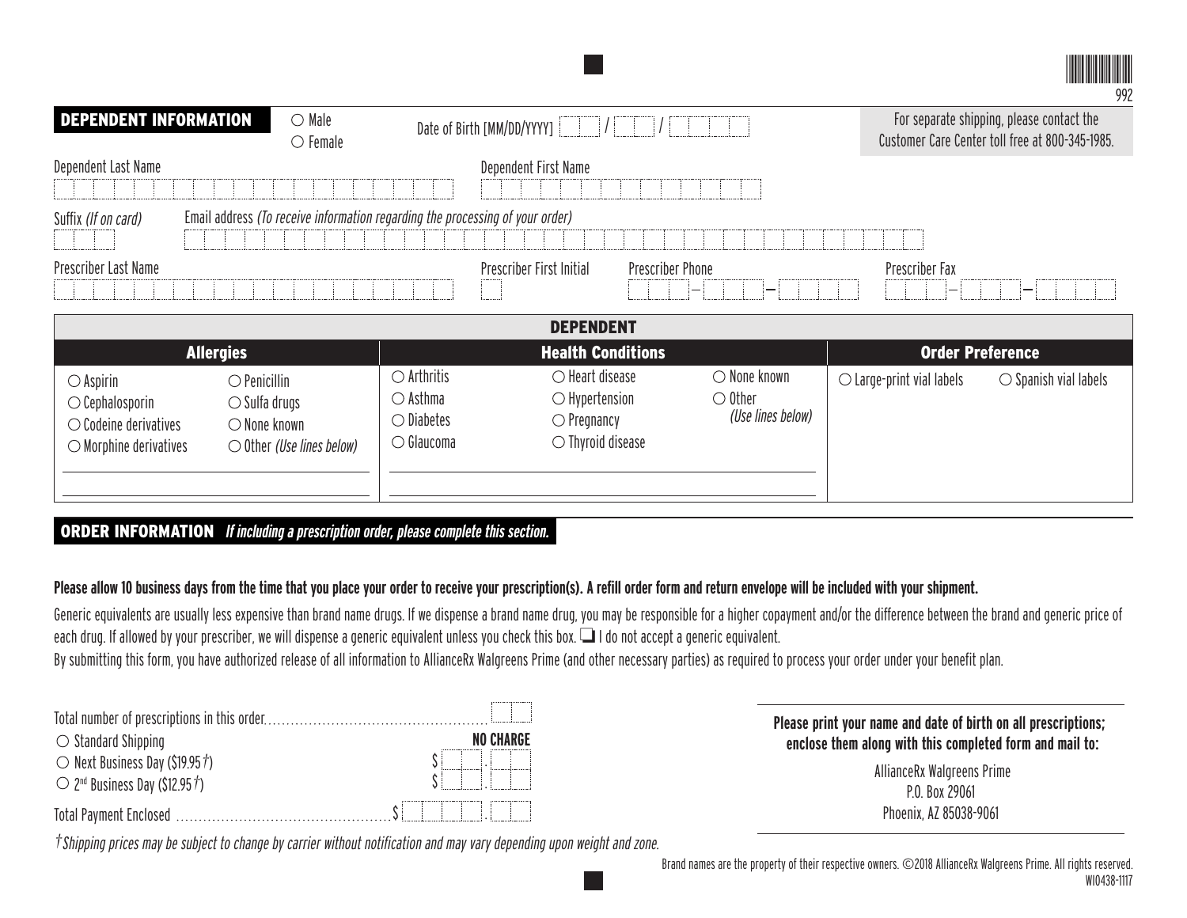992

## DEPENDENT INFORMATION

○ Male
○ Female

Date of Birth [MM/DD/YYYY] ___ / ___ / ______

For separate shipping, please contact the Customer Care Center toll free at 800-345-1985.

Dependent Last Name

Dependent First Name

Suffix *(If on card)*

Email address *(To receive information regarding the processing of your order)*

Prescriber Last Name

Prescriber First Initial

Prescriber Phone ___ – ___ – ____

Prescriber Fax ___ – ___ – ____

| DEPENDENT | | | | | | |
|---|---|---|---|---|---|---|
| **Allergies** | | **Health Conditions** | | | **Order Preference** | |
| ○ Aspirin | ○ Penicillin | ○ Arthritis | ○ Heart disease | ○ None known | ○ Large-print vial labels | ○ Spanish vial labels |
| ○ Cephalosporin | ○ Sulfa drugs | ○ Asthma | ○ Hypertension | ○ Other *(Use lines below)* | | |
| ○ Codeine derivatives | ○ None known | ○ Diabetes | ○ Pregnancy | | | |
| ○ Morphine derivatives | ○ Other *(Use lines below)* | ○ Glaucoma | ○ Thyroid disease | | | |

## ORDER INFORMATION *If including a prescription order, please complete this section.*

**Please allow 10 business days from the time that you place your order to receive your prescription(s). A refill order form and return envelope will be included with your shipment.**

Generic equivalents are usually less expensive than brand name drugs. If we dispense a brand name drug, you may be responsible for a higher copayment and/or the difference between the brand and generic price of each drug. If allowed by your prescriber, we will dispense a generic equivalent unless you check this box. ❑ I do not accept a generic equivalent.

By submitting this form, you have authorized release of all information to AllianceRx Walgreens Prime (and other necessary parties) as required to process your order under your benefit plan.

Total number of prescriptions in this order.............................................. ____

○ Standard Shipping **NO CHARGE**

○ Next Business Day ($19.95†) $ ___.__

○ 2nd Business Day ($12.95†) $ ___.__

Total Payment Enclosed ............................................$ _____.__

*†Shipping prices may be subject to change by carrier without notification and may vary depending upon weight and zone.*

**Please print your name and date of birth on all prescriptions; enclose them along with this completed form and mail to:**

AllianceRx Walgreens Prime
P.O. Box 29061
Phoenix, AZ 85038-9061

Brand names are the property of their respective owners. ©2018 AllianceRx Walgreens Prime. All rights reserved.
WI0438-1117